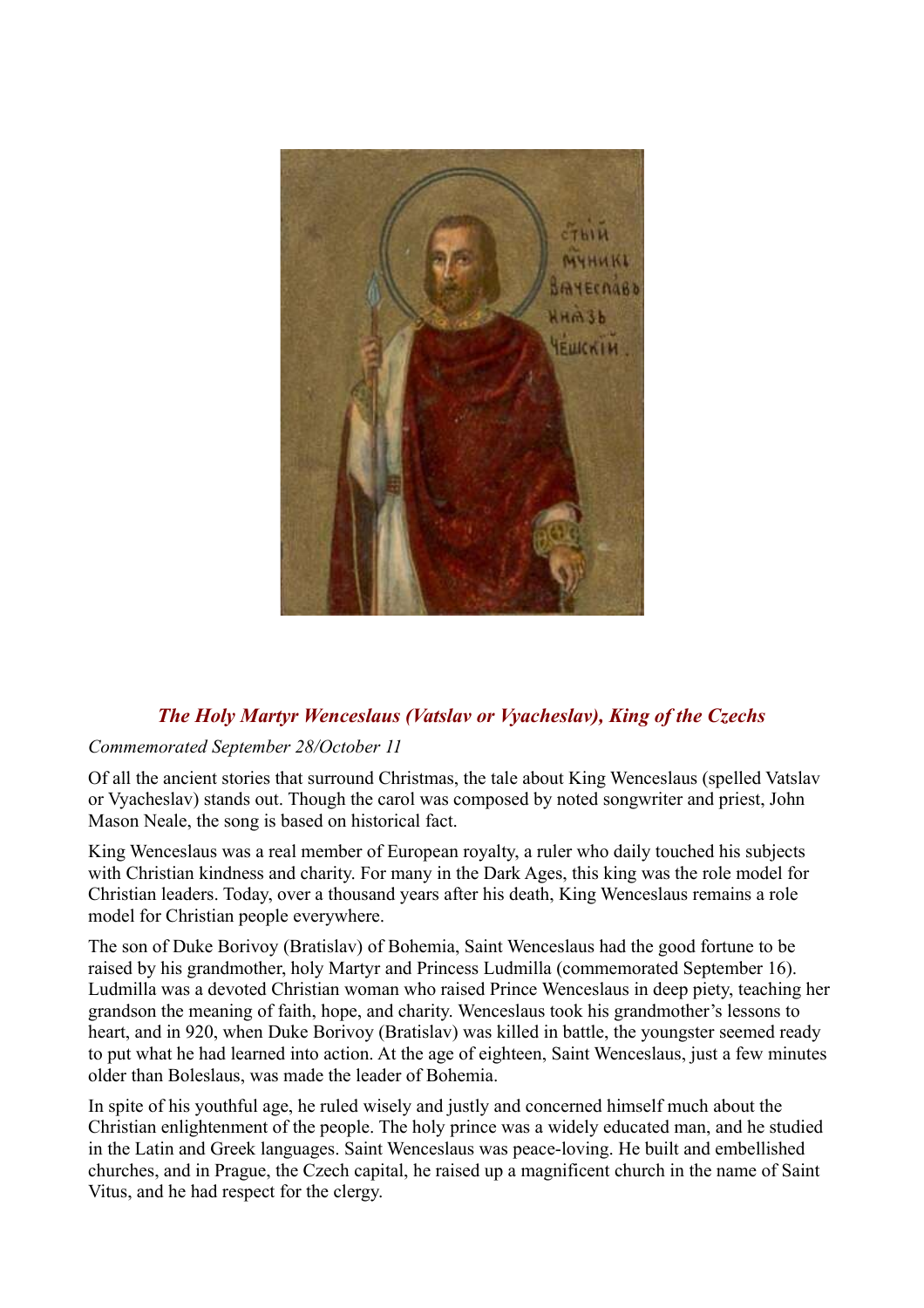## *The Holy Martyr Wenceslaus (Vatslav or Vyacheslav), King of the Czechs*

*Commemorated September 28/October 11*

Of all the ancient stories that surround Christmas, the tale about King Wenceslaus (spelled Vatslav or Vyacheslav) stands out. Though the carol was composed by noted songwriter and priest, John Mason Neale, the song is based on historical fact.

King Wenceslaus was a real member of European royalty, a ruler who daily touched his subjects with Christian kindness and charity. For many in the Dark Ages, this king was the role model for Christian leaders. Today, over a thousand years after his death, King Wenceslaus remains a role model for Christian people everywhere.

The son of Duke Borivoy (Bratislav) of Bohemia, Saint Wenceslaus had the good fortune to be raised by his grandmother, holy Martyr and Princess Ludmilla (commemorated September 16). Ludmilla was a devoted Christian woman who raised Prince Wenceslaus in deep piety, teaching her grandson the meaning of faith, hope, and charity. Wenceslaus took his grandmother's lessons to heart, and in 920, when Duke Borivoy (Bratislav) was killed in battle, the youngster seemed ready to put what he had learned into action. At the age of eighteen, Saint Wenceslaus, just a few minutes older than Boleslaus, was made the leader of Bohemia.

In spite of his youthful age, he ruled wisely and justly and concerned himself much about the Christian enlightenment of the people. The holy prince was a widely educated man, and he studied in the Latin and Greek languages. Saint Wenceslaus was peace-loving. He built and embellished churches, and in Prague, the Czech capital, he raised up a magnificent church in the name of Saint Vitus, and he had respect for the clergy.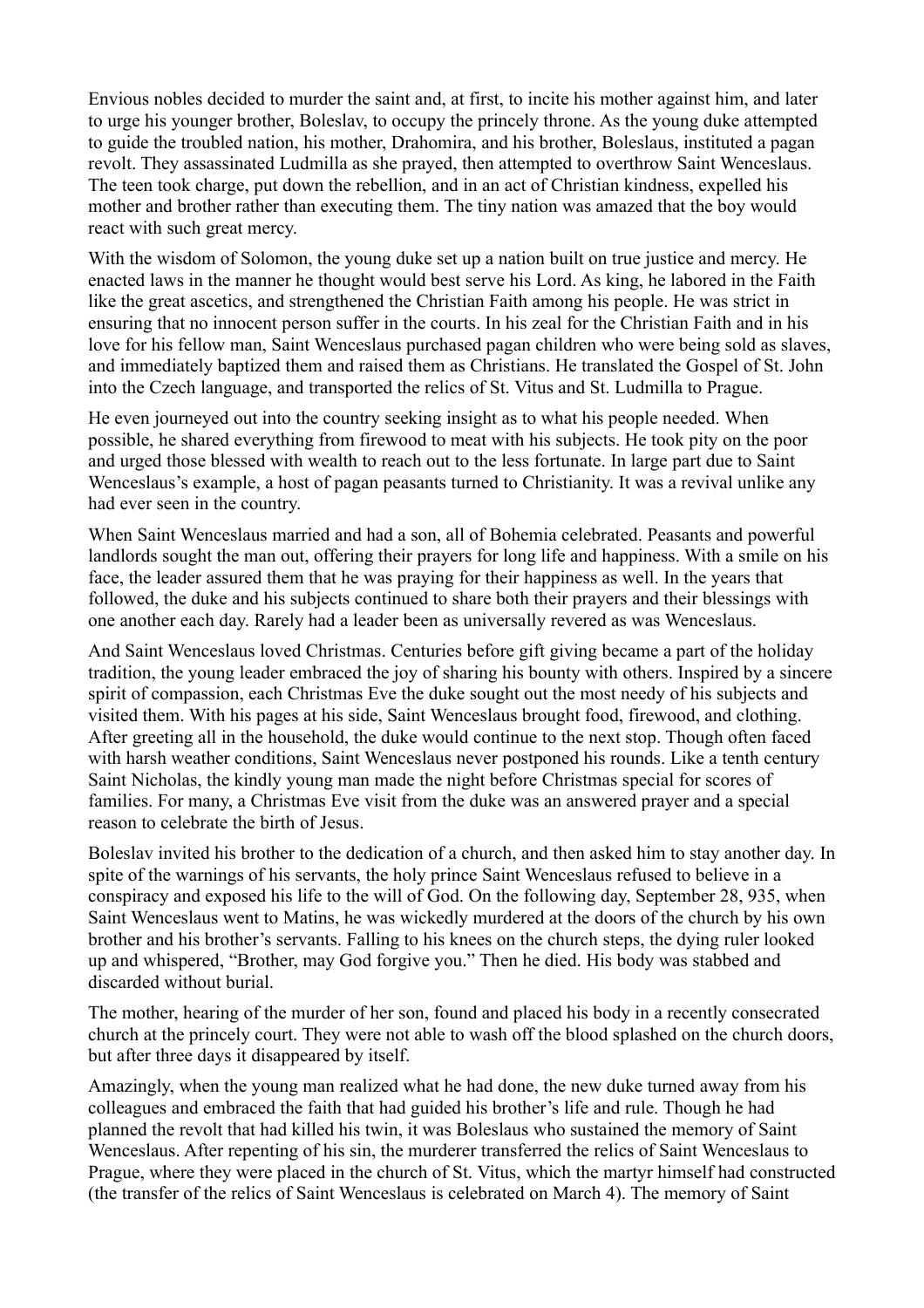Envious nobles decided to murder the saint and, at first, to incite his mother against him, and later to urge his younger brother, Boleslav, to occupy the princely throne. As the young duke attempted to guide the troubled nation, his mother, Drahomira, and his brother, Boleslaus, instituted a pagan revolt. They assassinated Ludmilla as she prayed, then attempted to overthrow Saint Wenceslaus. The teen took charge, put down the rebellion, and in an act of Christian kindness, expelled his mother and brother rather than executing them. The tiny nation was amazed that the boy would react with such great mercy.

With the wisdom of Solomon, the young duke set up a nation built on true justice and mercy. He enacted laws in the manner he thought would best serve his Lord. As king, he labored in the Faith like the great ascetics, and strengthened the Christian Faith among his people. He was strict in ensuring that no innocent person suffer in the courts. In his zeal for the Christian Faith and in his love for his fellow man, Saint Wenceslaus purchased pagan children who were being sold as slaves, and immediately baptized them and raised them as Christians. He translated the Gospel of St. John into the Czech language, and transported the relics of St. Vitus and St. Ludmilla to Prague.

He even journeyed out into the country seeking insight as to what his people needed. When possible, he shared everything from firewood to meat with his subjects. He took pity on the poor and urged those blessed with wealth to reach out to the less fortunate. In large part due to Saint Wenceslaus's example, a host of pagan peasants turned to Christianity. It was a revival unlike any had ever seen in the country.

When Saint Wenceslaus married and had a son, all of Bohemia celebrated. Peasants and powerful landlords sought the man out, offering their prayers for long life and happiness. With a smile on his face, the leader assured them that he was praying for their happiness as well. In the years that followed, the duke and his subjects continued to share both their prayers and their blessings with one another each day. Rarely had a leader been as universally revered as was Wenceslaus.

And Saint Wenceslaus loved Christmas. Centuries before gift giving became a part of the holiday tradition, the young leader embraced the joy of sharing his bounty with others. Inspired by a sincere spirit of compassion, each Christmas Eve the duke sought out the most needy of his subjects and visited them. With his pages at his side, Saint Wenceslaus brought food, firewood, and clothing. After greeting all in the household, the duke would continue to the next stop. Though often faced with harsh weather conditions, Saint Wenceslaus never postponed his rounds. Like a tenth century Saint Nicholas, the kindly young man made the night before Christmas special for scores of families. For many, a Christmas Eve visit from the duke was an answered prayer and a special reason to celebrate the birth of Jesus.

Boleslav invited his brother to the dedication of a church, and then asked him to stay another day. In spite of the warnings of his servants, the holy prince Saint Wenceslaus refused to believe in a conspiracy and exposed his life to the will of God. On the following day, September 28, 935, when Saint Wenceslaus went to Matins, he was wickedly murdered at the doors of the church by his own brother and his brother's servants. Falling to his knees on the church steps, the dying ruler looked up and whispered, "Brother, may God forgive you." Then he died. His body was stabbed and discarded without burial.

The mother, hearing of the murder of her son, found and placed his body in a recently consecrated church at the princely court. They were not able to wash off the blood splashed on the church doors, but after three days it disappeared by itself.

Amazingly, when the young man realized what he had done, the new duke turned away from his colleagues and embraced the faith that had guided his brother's life and rule. Though he had planned the revolt that had killed his twin, it was Boleslaus who sustained the memory of Saint Wenceslaus. After repenting of his sin, the murderer transferred the relics of Saint Wenceslaus to Prague, where they were placed in the church of St. Vitus, which the martyr himself had constructed (the transfer of the relics of Saint Wenceslaus is celebrated on March 4). The memory of Saint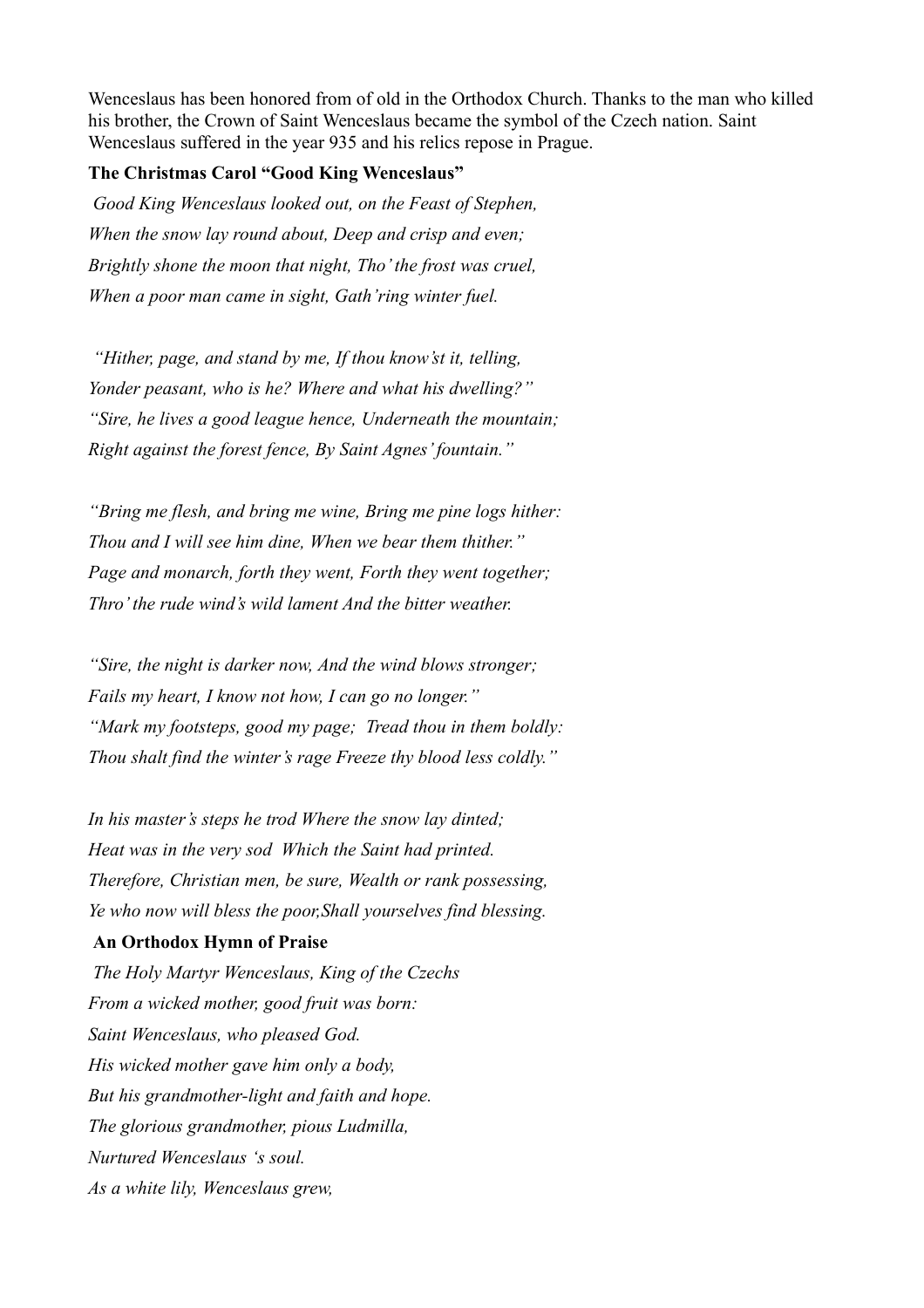Wenceslaus has been honored from of old in the Orthodox Church. Thanks to the man who killed his brother, the Crown of Saint Wenceslaus became the symbol of the Czech nation. Saint Wenceslaus suffered in the year 935 and his relics repose in Prague.

**The Christmas Carol "Good King Wenceslaus"**

*Good King Wenceslaus looked out, on the Feast of Stephen,*
*When the snow lay round about, Deep and crisp and even;*
*Brightly shone the moon that night, Tho' the frost was cruel,*
*When a poor man came in sight, Gath'ring winter fuel.*

*"Hither, page, and stand by me, If thou know'st it, telling,*
*Yonder peasant, who is he? Where and what his dwelling?"*
*"Sire, he lives a good league hence, Underneath the mountain;*
*Right against the forest fence, By Saint Agnes' fountain."*

*"Bring me flesh, and bring me wine, Bring me pine logs hither:*
*Thou and I will see him dine, When we bear them thither."*
*Page and monarch, forth they went, Forth they went together;*
*Thro' the rude wind's wild lament And the bitter weather.*

*"Sire, the night is darker now, And the wind blows stronger;*
*Fails my heart, I know not how, I can go no longer."*
*"Mark my footsteps, good my page; Tread thou in them boldly:*
*Thou shalt find the winter's rage Freeze thy blood less coldly."*

*In his master's steps he trod Where the snow lay dinted;*
*Heat was in the very sod Which the Saint had printed.*
*Therefore, Christian men, be sure, Wealth or rank possessing,*
*Ye who now will bless the poor,Shall yourselves find blessing.*

**An Orthodox Hymn of Praise**

*The Holy Martyr Wenceslaus, King of the Czechs*
*From a wicked mother, good fruit was born:*
*Saint Wenceslaus, who pleased God.*
*His wicked mother gave him only a body,*
*But his grandmother-light and faith and hope.*
*The glorious grandmother, pious Ludmilla,*
*Nurtured Wenceslaus 's soul.*
*As a white lily, Wenceslaus grew,*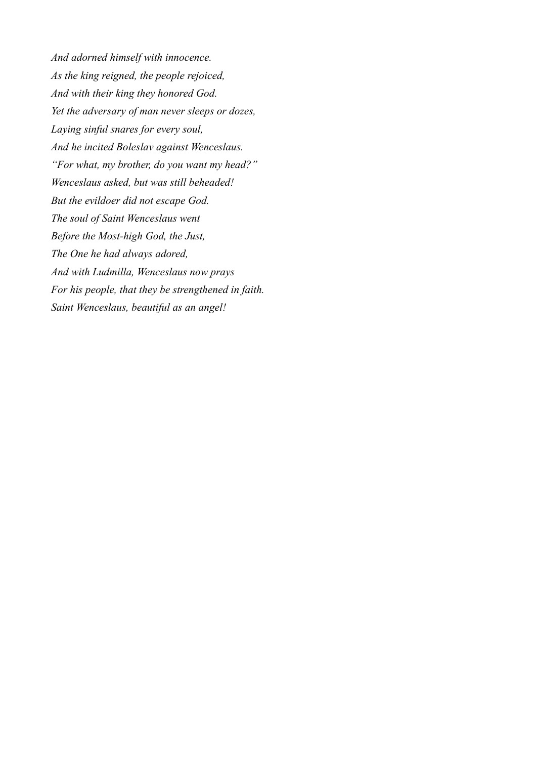*And adorned himself with innocence.*  
*As the king reigned, the people rejoiced,*  
*And with their king they honored God.*  
*Yet the adversary of man never sleeps or dozes,*  
*Laying sinful snares for every soul,*  
*And he incited Boleslav against Wenceslaus.*  
*"For what, my brother, do you want my head?"*  
*Wenceslaus asked, but was still beheaded!*  
*But the evildoer did not escape God.*  
*The soul of Saint Wenceslaus went*  
*Before the Most-high God, the Just,*  
*The One he had always adored,*  
*And with Ludmilla, Wenceslaus now prays*  
*For his people, that they be strengthened in faith.*  
*Saint Wenceslaus, beautiful as an angel!*